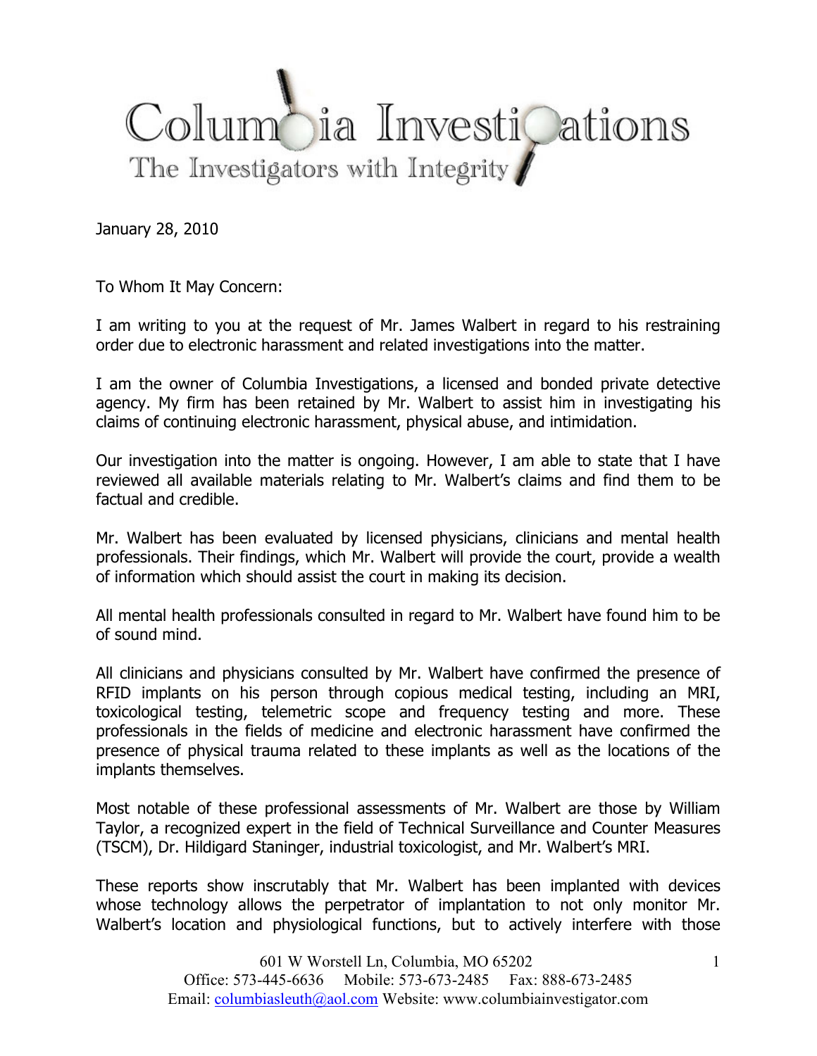# Columbia Investigations

The Investigators with Integrity

January 28, 2010

To Whom It May Concern:

I am writing to you at the request of Mr. James Walbert in regard to his restraining order due to electronic harassment and related investigations into the matter.

I am the owner of Columbia Investigations, a licensed and bonded private detective agency. My firm has been retained by Mr. Walbert to assist him in investigating his claims of continuing electronic harassment, physical abuse, and intimidation.

Our investigation into the matter is ongoing. However, I am able to state that I have reviewed all available materials relating to Mr. Walbert's claims and find them to be factual and credible.

Mr. Walbert has been evaluated by licensed physicians, clinicians and mental health professionals. Their findings, which Mr. Walbert will provide the court, provide a wealth of information which should assist the court in making its decision.

All mental health professionals consulted in regard to Mr. Walbert have found him to be of sound mind.

All clinicians and physicians consulted by Mr. Walbert have confirmed the presence of RFID implants on his person through copious medical testing, including an MRI, toxicological testing, telemetric scope and frequency testing and more. These professionals in the fields of medicine and electronic harassment have confirmed the presence of physical trauma related to these implants as well as the locations of the implants themselves.

Most notable of these professional assessments of Mr. Walbert are those by William Taylor, a recognized expert in the field of Technical Surveillance and Counter Measures (TSCM), Dr. Hildigard Staninger, industrial toxicologist, and Mr. Walbert's MRI.

These reports show inscrutably that Mr. Walbert has been implanted with devices whose technology allows the perpetrator of implantation to not only monitor Mr. Walbert's location and physiological functions, but to actively interfere with those

601 W Worstell Ln, Columbia, MO 65202
Office: 573-445-6636 Mobile: 573-673-2485 Fax: 888-673-2485
Email: columbiasleuth@aol.com Website: www.columbiainvestigator.com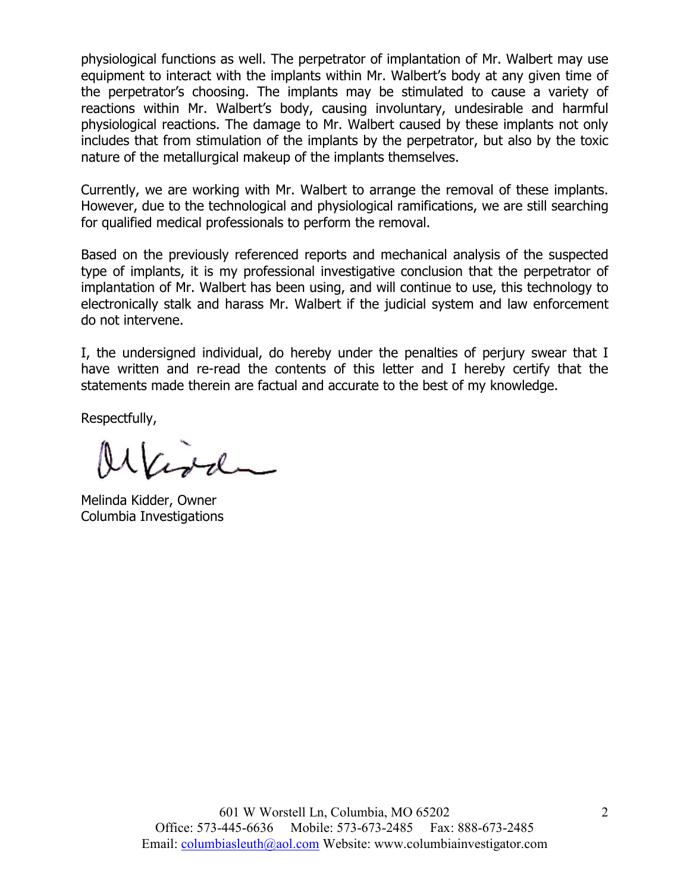physiological functions as well. The perpetrator of implantation of Mr. Walbert may use equipment to interact with the implants within Mr. Walbert's body at any given time of the perpetrator's choosing. The implants may be stimulated to cause a variety of reactions within Mr. Walbert's body, causing involuntary, undesirable and harmful physiological reactions. The damage to Mr. Walbert caused by these implants not only includes that from stimulation of the implants by the perpetrator, but also by the toxic nature of the metallurgical makeup of the implants themselves.

Currently, we are working with Mr. Walbert to arrange the removal of these implants. However, due to the technological and physiological ramifications, we are still searching for qualified medical professionals to perform the removal.

Based on the previously referenced reports and mechanical analysis of the suspected type of implants, it is my professional investigative conclusion that the perpetrator of implantation of Mr. Walbert has been using, and will continue to use, this technology to electronically stalk and harass Mr. Walbert if the judicial system and law enforcement do not intervene.

I, the undersigned individual, do hereby under the penalties of perjury swear that I have written and re-read the contents of this letter and I hereby certify that the statements made therein are factual and accurate to the best of my knowledge.

Respectfully,

Melinda Kidder, Owner
Columbia Investigations

601 W Worstell Ln, Columbia, MO 65202
Office: 573-445-6636 Mobile: 573-673-2485 Fax: 888-673-2485
Email: columbiasleuth@aol.com Website: www.columbiainvestigator.com